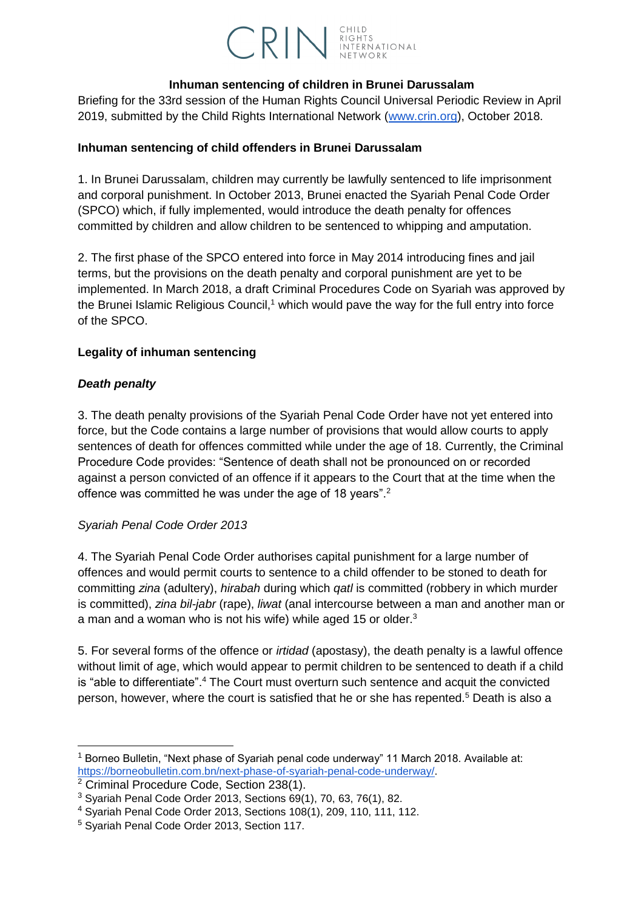CRIN CHILD RIGHTS INTERNATIONAL NETWORK

**Inhuman sentencing of children in Brunei Darussalam**

Briefing for the 33rd session of the Human Rights Council Universal Periodic Review in April 2019, submitted by the Child Rights International Network (www.crin.org), October 2018.

**Inhuman sentencing of child offenders in Brunei Darussalam**

1. In Brunei Darussalam, children may currently be lawfully sentenced to life imprisonment and corporal punishment. In October 2013, Brunei enacted the Syariah Penal Code Order (SPCO) which, if fully implemented, would introduce the death penalty for offences committed by children and allow children to be sentenced to whipping and amputation.

2. The first phase of the SPCO entered into force in May 2014 introducing fines and jail terms, but the provisions on the death penalty and corporal punishment are yet to be implemented. In March 2018, a draft Criminal Procedures Code on Syariah was approved by the Brunei Islamic Religious Council,[1] which would pave the way for the full entry into force of the SPCO.

**Legality of inhuman sentencing**

***Death penalty***

3. The death penalty provisions of the Syariah Penal Code Order have not yet entered into force, but the Code contains a large number of provisions that would allow courts to apply sentences of death for offences committed while under the age of 18. Currently, the Criminal Procedure Code provides: "Sentence of death shall not be pronounced on or recorded against a person convicted of an offence if it appears to the Court that at the time when the offence was committed he was under the age of 18 years".[2]

*Syariah Penal Code Order 2013*

4. The Syariah Penal Code Order authorises capital punishment for a large number of offences and would permit courts to sentence to a child offender to be stoned to death for committing *zina* (adultery), *hirabah* during which *qatl* is committed (robbery in which murder is committed), *zina bil-jabr* (rape), *liwat* (anal intercourse between a man and another man or a man and a woman who is not his wife) while aged 15 or older.[3]

5. For several forms of the offence or *irtidad* (apostasy), the death penalty is a lawful offence without limit of age, which would appear to permit children to be sentenced to death if a child is "able to differentiate".[4] The Court must overturn such sentence and acquit the convicted person, however, where the court is satisfied that he or she has repented.[5] Death is also a

---

[1] Borneo Bulletin, "Next phase of Syariah penal code underway" 11 March 2018. Available at: https://borneobulletin.com.bn/next-phase-of-syariah-penal-code-underway/.

[2] Criminal Procedure Code, Section 238(1).

[3] Syariah Penal Code Order 2013, Sections 69(1), 70, 63, 76(1), 82.

[4] Syariah Penal Code Order 2013, Sections 108(1), 209, 110, 111, 112.

[5] Syariah Penal Code Order 2013, Section 117.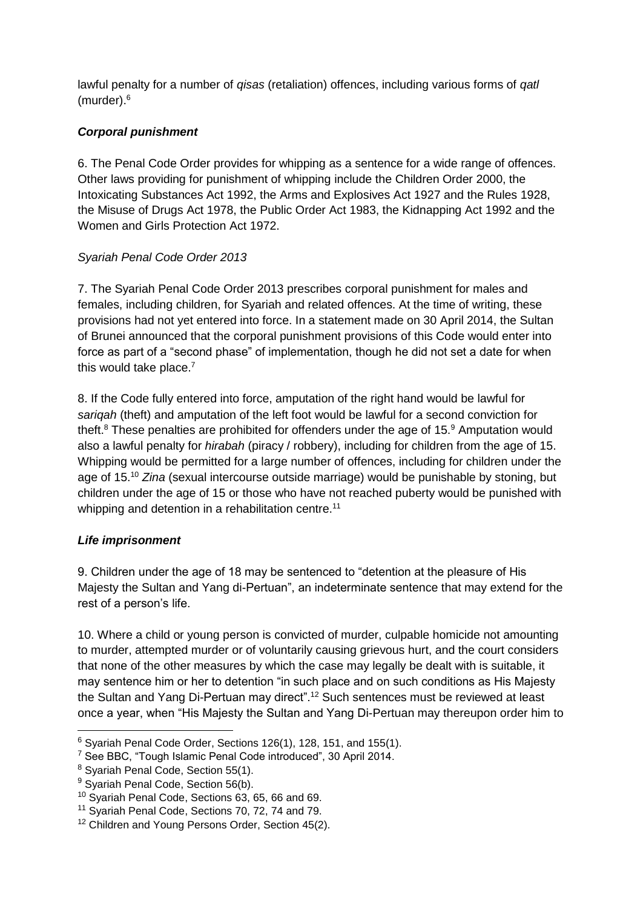lawful penalty for a number of *qisas* (retaliation) offences, including various forms of *qatl* (murder).[6]

### ***Corporal punishment***

6. The Penal Code Order provides for whipping as a sentence for a wide range of offences. Other laws providing for punishment of whipping include the Children Order 2000, the Intoxicating Substances Act 1992, the Arms and Explosives Act 1927 and the Rules 1928, the Misuse of Drugs Act 1978, the Public Order Act 1983, the Kidnapping Act 1992 and the Women and Girls Protection Act 1972.

#### *Syariah Penal Code Order 2013*

7. The Syariah Penal Code Order 2013 prescribes corporal punishment for males and females, including children, for Syariah and related offences. At the time of writing, these provisions had not yet entered into force. In a statement made on 30 April 2014, the Sultan of Brunei announced that the corporal punishment provisions of this Code would enter into force as part of a "second phase" of implementation, though he did not set a date for when this would take place.[7]

8. If the Code fully entered into force, amputation of the right hand would be lawful for *sariqah* (theft) and amputation of the left foot would be lawful for a second conviction for theft.[8] These penalties are prohibited for offenders under the age of 15.[9] Amputation would also a lawful penalty for *hirabah* (piracy / robbery), including for children from the age of 15. Whipping would be permitted for a large number of offences, including for children under the age of 15.[10] *Zina* (sexual intercourse outside marriage) would be punishable by stoning, but children under the age of 15 or those who have not reached puberty would be punished with whipping and detention in a rehabilitation centre.[11]

### ***Life imprisonment***

9. Children under the age of 18 may be sentenced to "detention at the pleasure of His Majesty the Sultan and Yang di-Pertuan", an indeterminate sentence that may extend for the rest of a person's life.

10. Where a child or young person is convicted of murder, culpable homicide not amounting to murder, attempted murder or of voluntarily causing grievous hurt, and the court considers that none of the other measures by which the case may legally be dealt with is suitable, it may sentence him or her to detention "in such place and on such conditions as His Majesty the Sultan and Yang Di-Pertuan may direct".[12] Such sentences must be reviewed at least once a year, when "His Majesty the Sultan and Yang Di-Pertuan may thereupon order him to

---

[6] Syariah Penal Code Order, Sections 126(1), 128, 151, and 155(1).

[7] See BBC, "Tough Islamic Penal Code introduced", 30 April 2014.

[8] Syariah Penal Code, Section 55(1).

[9] Syariah Penal Code, Section 56(b).

[10] Syariah Penal Code, Sections 63, 65, 66 and 69.

[11] Syariah Penal Code, Sections 70, 72, 74 and 79.

[12] Children and Young Persons Order, Section 45(2).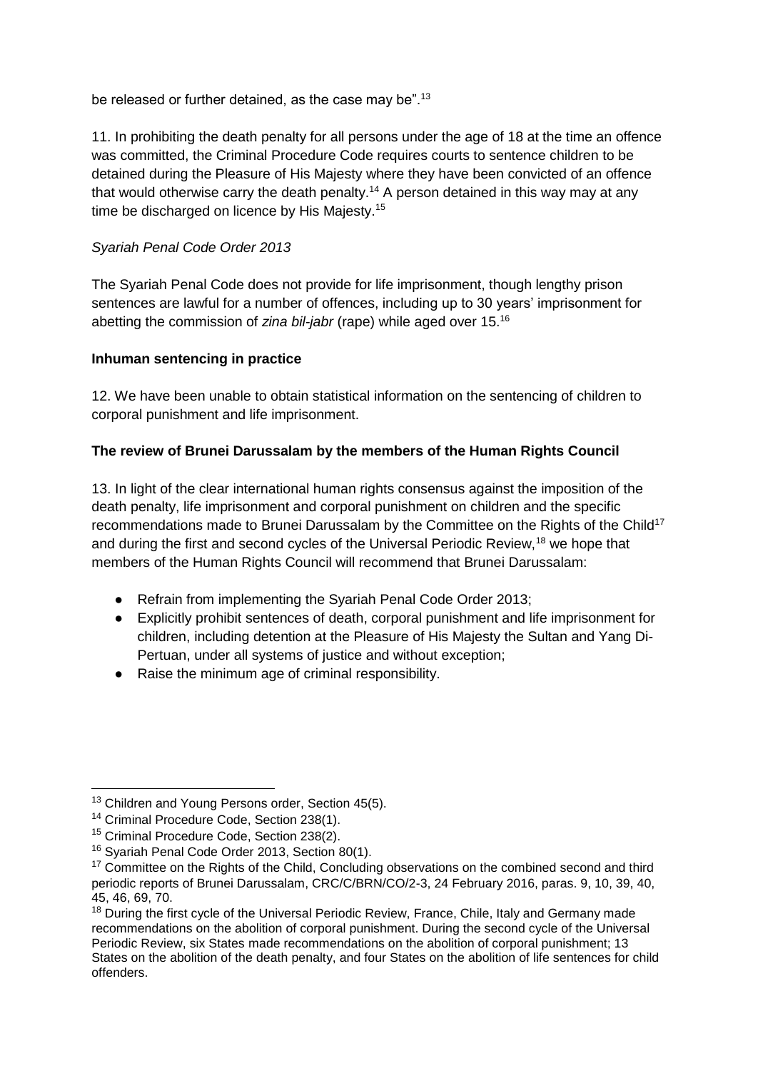be released or further detained, as the case may be".[13]

11. In prohibiting the death penalty for all persons under the age of 18 at the time an offence was committed, the Criminal Procedure Code requires courts to sentence children to be detained during the Pleasure of His Majesty where they have been convicted of an offence that would otherwise carry the death penalty.[14] A person detained in this way may at any time be discharged on licence by His Majesty.[15]

*Syariah Penal Code Order 2013*

The Syariah Penal Code does not provide for life imprisonment, though lengthy prison sentences are lawful for a number of offences, including up to 30 years' imprisonment for abetting the commission of *zina bil-jabr* (rape) while aged over 15.[16]

**Inhuman sentencing in practice**

12. We have been unable to obtain statistical information on the sentencing of children to corporal punishment and life imprisonment.

**The review of Brunei Darussalam by the members of the Human Rights Council**

13. In light of the clear international human rights consensus against the imposition of the death penalty, life imprisonment and corporal punishment on children and the specific recommendations made to Brunei Darussalam by the Committee on the Rights of the Child[17] and during the first and second cycles of the Universal Periodic Review,[18] we hope that members of the Human Rights Council will recommend that Brunei Darussalam:

- Refrain from implementing the Syariah Penal Code Order 2013;
- Explicitly prohibit sentences of death, corporal punishment and life imprisonment for children, including detention at the Pleasure of His Majesty the Sultan and Yang Di-Pertuan, under all systems of justice and without exception;
- Raise the minimum age of criminal responsibility.

---

[13] Children and Young Persons order, Section 45(5).

[14] Criminal Procedure Code, Section 238(1).

[15] Criminal Procedure Code, Section 238(2).

[16] Syariah Penal Code Order 2013, Section 80(1).

[17] Committee on the Rights of the Child, Concluding observations on the combined second and third periodic reports of Brunei Darussalam, CRC/C/BRN/CO/2-3, 24 February 2016, paras. 9, 10, 39, 40, 45, 46, 69, 70.

[18] During the first cycle of the Universal Periodic Review, France, Chile, Italy and Germany made recommendations on the abolition of corporal punishment. During the second cycle of the Universal Periodic Review, six States made recommendations on the abolition of corporal punishment; 13 States on the abolition of the death penalty, and four States on the abolition of life sentences for child offenders.